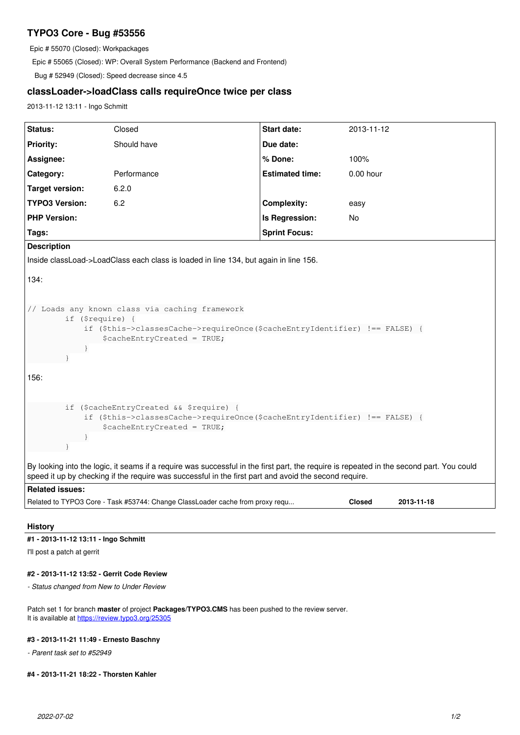# TYPO3 Core - Bug #53556

Epic # 55070 (Closed): Workpackages

Epic # 55065 (Closed): WP: Overall System Performance (Backend and Frontend)

Bug # 52949 (Closed): Speed decrease since 4.5

## classLoader->loadClass calls requireOnce twice per class

2013-11-12 13:11 - Ingo Schmitt

| | | | |
|---|---|---|---|
| **Status:** | Closed | **Start date:** | 2013-11-12 |
| **Priority:** | Should have | **Due date:** | |
| **Assignee:** | | **% Done:** | 100% |
| **Category:** | Performance | **Estimated time:** | 0.00 hour |
| **Target version:** | 6.2.0 | | |
| **TYPO3 Version:** | 6.2 | **Complexity:** | easy |
| **PHP Version:** | | **Is Regression:** | No |
| **Tags:** | | **Sprint Focus:** | |

**Description**

Inside classLoad->LoadClass each class is loaded in line 134, but again in line 156.

134:

```
// Loads any known class via caching framework
        if ($require) {
            if ($this->classesCache->requireOnce($cacheEntryIdentifier) !== FALSE) {
                $cacheEntryCreated = TRUE;
            }
        }
```

156:

```
        if ($cacheEntryCreated && $require) {
            if ($this->classesCache->requireOnce($cacheEntryIdentifier) !== FALSE) {
                $cacheEntryCreated = TRUE;
            }
        }
```

By looking into the logic, it seams if a require was successful in the first part, the require is repeated in the second part. You could speed it up by checking if the require was successful in the first part and avoid the second require.

**Related issues:**

| | | |
|---|---|---|
| Related to TYPO3 Core - Task #53744: Change ClassLoader cache from proxy requ... | **Closed** | **2013-11-18** |

### History

**#1 - 2013-11-12 13:11 - Ingo Schmitt**

I'll post a patch at gerrit

**#2 - 2013-11-12 13:52 - Gerrit Code Review**

*- Status changed from New to Under Review*

Patch set 1 for branch **master** of project **Packages/TYPO3.CMS** has been pushed to the review server.
It is available at https://review.typo3.org/25305

**#3 - 2013-11-21 11:49 - Ernesto Baschny**

*- Parent task set to #52949*

**#4 - 2013-11-21 18:22 - Thorsten Kahler**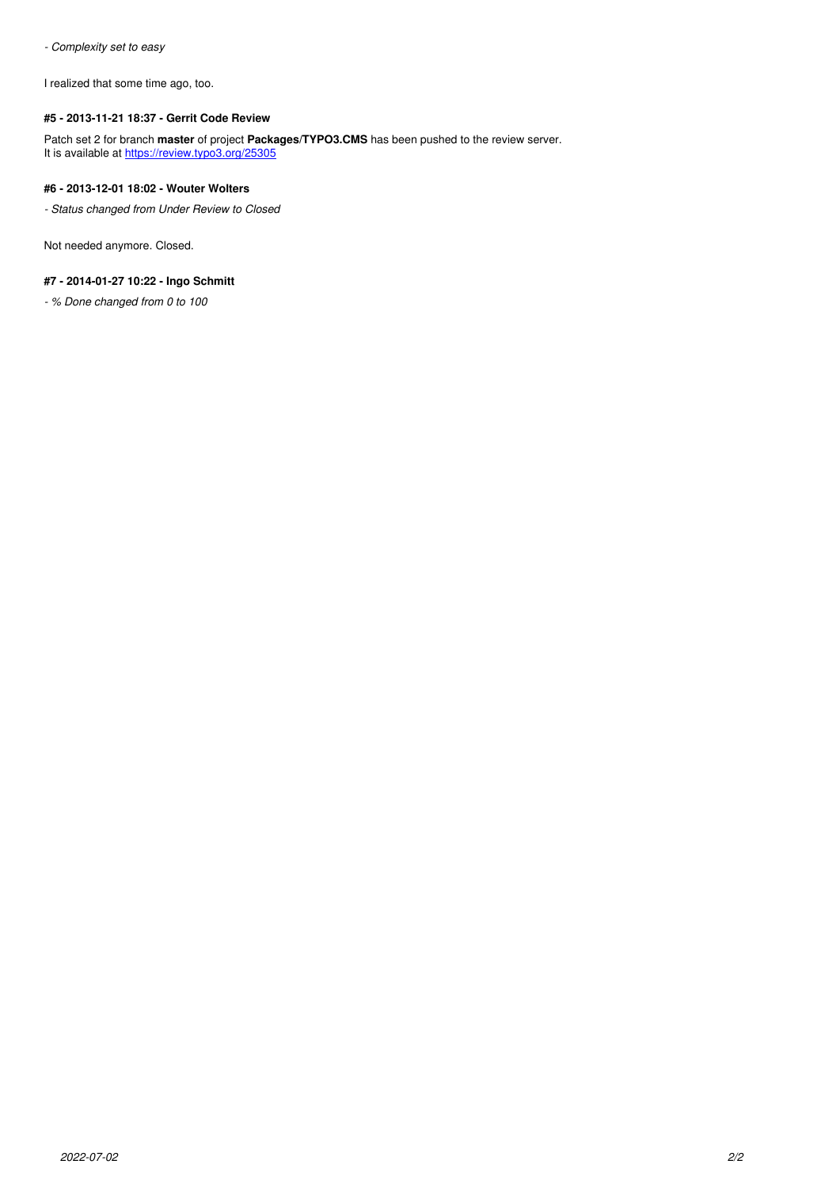*- Complexity set to easy*

I realized that some time ago, too.

#### #5 - 2013-11-21 18:37 - Gerrit Code Review

Patch set 2 for branch **master** of project **Packages/TYPO3.CMS** has been pushed to the review server.
It is available at https://review.typo3.org/25305

#### #6 - 2013-12-01 18:02 - Wouter Wolters

*- Status changed from Under Review to Closed*

Not needed anymore. Closed.

#### #7 - 2014-01-27 10:22 - Ingo Schmitt

*- % Done changed from 0 to 100*